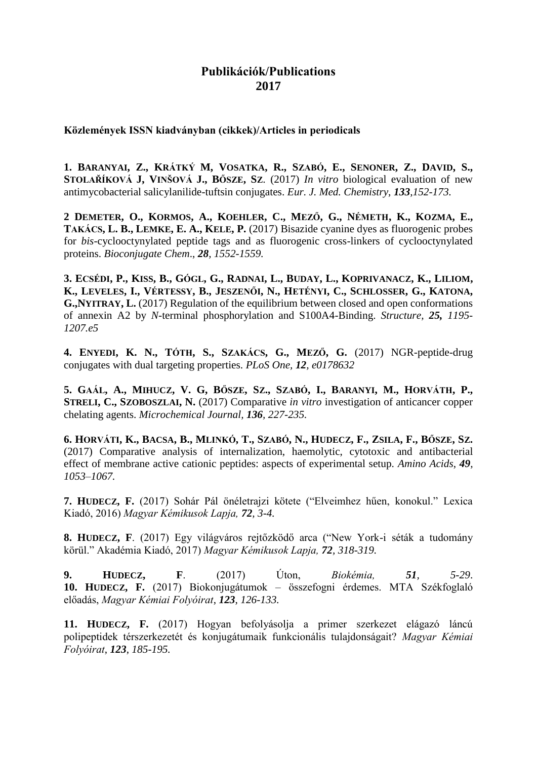# Publikációk/Publications
# 2017

**Közlemények ISSN kiadványban (cikkek)/Articles in periodicals**

**1. Baranyai, Z., Krátký M, Vosatka, R., Szabó, E., Senoner, Z., David, S., Stolaříková J, Vinšová J., Bősze, Sz**. (2017) *In vitro* biological evaluation of new antimycobacterial salicylanilide-tuftsin conjugates. *Eur. J. Med. Chemistry*, ***133***,*152-173.*

**2 Demeter, O., Kormos, A., Koehler, C., Mező, G., Németh, K., Kozma, E., Takács, L. B., Lemke, E. A., Kele, P.** (2017) Bisazide cyanine dyes as fluorogenic probes for *bis*-cyclooctynylated peptide tags and as fluorogenic cross-linkers of cyclooctynylated proteins. *Bioconjugate Chem*., ***28***, *1552-1559.*

**3. Ecsédi, P., Kiss, B., Gógl, G., Radnai, L., Buday, L., Koprivanacz, K., Liliom, K., Leveles, I., Vértessy, B., Jeszenői, N., Hetényi, C., Schlosser, G., Katona, G.,Nyitray, L.** (2017) Regulation of the equilibrium between closed and open conformations of annexin A2 by *N*-terminal phosphorylation and S100A4-Binding. *Structure,* ***25,*** *1195-1207.e5*

**4. Enyedi, K. N., Tóth, S., Szakács, G., Mező, G.** (2017) NGR-peptide-drug conjugates with dual targeting properties. *PLoS One,* ***12***, *e0178632*

**5. Gaál, A., Mihucz, V. G, Bősze, Sz., Szabó, I., Baranyi, M., Horváth, P., Streli, C., Szoboszlai, N.** (2017) Comparative *in vitro* investigation of anticancer copper chelating agents. *Microchemical Journal,* ***136***, *227-235.*

**6. Horváti, K., Bacsa, B., Mlinkó, T., Szabó, N., Hudecz, F., Zsila, F., Bősze, Sz.** (2017) Comparative analysis of internalization, haemolytic, cytotoxic and antibacterial effect of membrane active cationic peptides: aspects of experimental setup. *Amino Acids*, ***49***, *1053–1067.*

**7. Hudecz, F.** (2017) Sohár Pál önéletrajzi kötete ("Elveimhez hűen, konokul." Lexica Kiadó, 2016) *Magyar Kémikusok Lapja,* ***72***, *3-4.*

**8. Hudecz, F**. (2017) Egy világváros rejtőzködő arca ("New York-i séták a tudomány körül." Akadémia Kiadó, 2017) *Magyar Kémikusok Lapja,* ***72***, *318-319.*

**9. Hudecz, F**. (2017) Úton, *Biokémia,* ***51***, *5-29*.

**10. Hudecz, F.** (2017) Biokonjugátumok – összefogni érdemes. MTA Székfoglaló előadás, *Magyar Kémiai Folyóirat*, ***123***, *126-133.*

**11. Hudecz, F.** (2017) Hogyan befolyásolja a primer szerkezet elágazó láncú polipeptidek térszerkezetét és konjugátumaik funkcionális tulajdonságait? *Magyar Kémiai Folyóirat*, ***123***, *185-195.*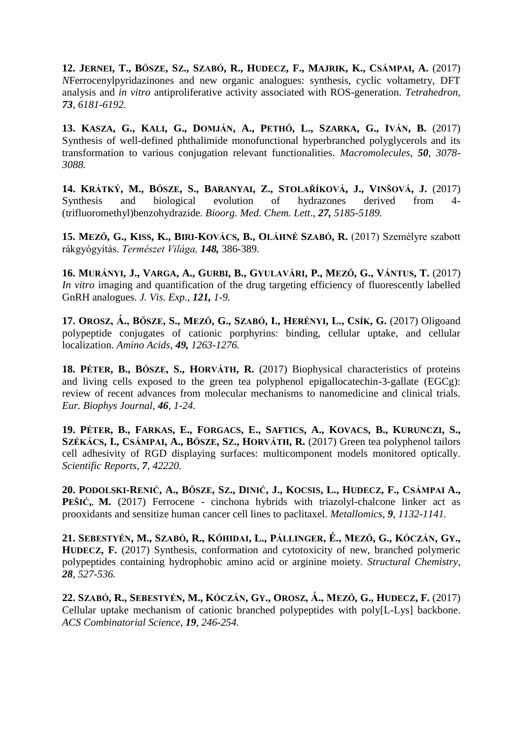**12. JERNEI, T., BŐSZE, SZ., SZABÓ, R., HUDECZ, F., MAJRIK, K., CSÁMPAI, A.** (2017) *N*Ferrocenylpyridazinones and new organic analogues: synthesis, cyclic voltametry, DFT analysis and *in vitro* antiproliferative activity associated with ROS-generation. *Tetrahedron*, ***73***, *6181-6192.*

**13. KASZA, G., KALI, G., DOMJÁN, A., PETHŐ, L., SZARKA, G., IVÁN, B.** (2017) Synthesis of well-defined phthalimide monofunctional hyperbranched polyglycerols and its transformation to various conjugation relevant functionalities. *Macromolecules*, ***50***, *3078-3088.*

**14. KRÁTKÝ, M., BŐSZE, S., BARANYAI, Z., STOLAŘÍKOVÁ, J., VINŠOVÁ, J.** (2017) Synthesis and biological evolution of hydrazones derived from 4-(trifluoromethyl)benzohydrazide. *Bioorg. Med. Chem. Lett*., ***27,*** *5185-5189.*

**15. MEZŐ, G., KISS, K., BIRI-KOVÁCS, B., OLÁHNÉ SZABÓ, R.** (2017) Személyre szabott rákgyógyítás. *Természet Világa,* ***148,*** 386-389.

**16. MURÁNYI, J., VARGA, A., GURBI, B., GYULAVÁRI, P., MEZŐ, G., VÁNTUS, T.** (2017) *In vitro* imaging and quantification of the drug targeting efficiency of fluorescently labelled GnRH analogues. *J. Vis. Exp.,* ***121,*** *1-9.*

**17. OROSZ, Á., BŐSZE, S., MEZŐ, G., SZABÓ, I., HERÉNYI, L., CSÍK, G.** (2017) Oligoand polypeptide conjugates of cationic porphyrins: binding, cellular uptake, and cellular localization. *Amino Acids*, ***49,*** *1263-1276.*

**18. PÉTER, B., BŐSZE, S., HORVÁTH, R.** (2017) Biophysical characteristics of proteins and living cells exposed to the green tea polyphenol epigallocatechin-3-gallate (EGCg): review of recent advances from molecular mechanisms to nanomedicine and clinical trials. *Eur. Biophys Journal*, ***46***, *1-24.*

**19. PÉTER, B., FARKAS, E., FORGACS, E., SAFTICS, A., KOVACS, B., KURUNCZI, S., SZÉKÁCS, I., CSÁMPAI, A., BŐSZE, SZ., HORVÁTH, R.** (2017) Green tea polyphenol tailors cell adhesivity of RGD displaying surfaces: multicomponent models monitored optically. *Scientific Reports*, ***7***, *42220.*

**20. PODOLSKI-RENIĆ, A., BŐSZE, SZ., DINIĆ, J., KOCSIS, L., HUDECZ, F., CSÁMPAI A., PEŠIĆ,, M.** (2017) Ferrocene - cinchona hybrids with triazolyl-chalcone linker act as prooxidants and sensitize human cancer cell lines to paclitaxel. *Metallomics*, ***9***, *1132-1141.*

**21. SEBESTYÉN, M., SZABÓ, R., KŐHIDAI, L., PÁLLINGER, É., MEZŐ, G., KÓCZÁN, GY., HUDECZ, F.** (2017) Synthesis, conformation and cytotoxicity of new, branched polymeric polypeptides containing hydrophobic amino acid or arginine moiety. *Structural Chemistry*, ***28***, *527-536.*

**22. SZABÓ, R., SEBESTYÉN, M., KÓCZÁN, GY., OROSZ, Á., MEZŐ, G., HUDECZ, F.** (2017) Cellular uptake mechanism of cationic branched polypeptides with poly[L-Lys] backbone. *ACS Combinatorial Science*, ***19***, *246-254.*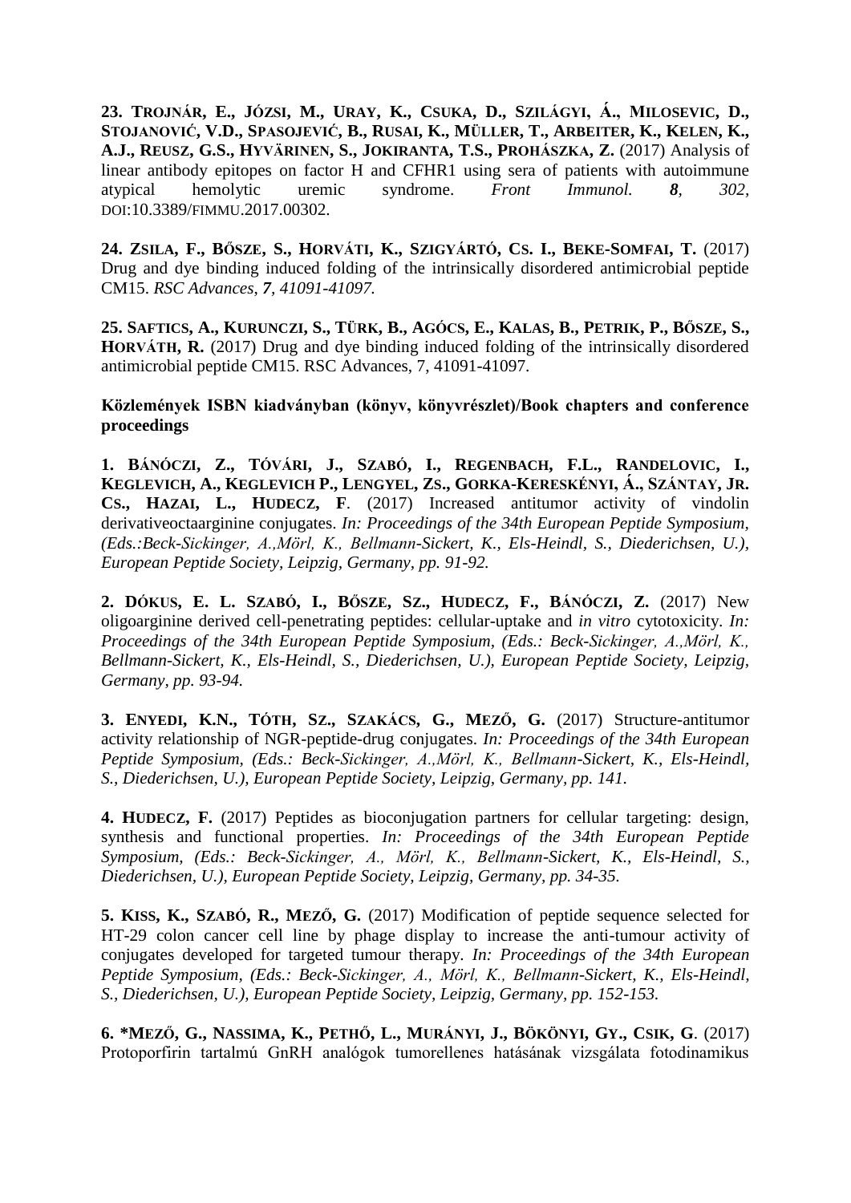**23. TROJNÁR, E., JÓZSI, M., URAY, K., CSUKA, D., SZILÁGYI, Á., MILOSEVIC, D., STOJANOVIĆ, V.D., SPASOJEVIĆ, B., RUSAI, K., MÜLLER, T., ARBEITER, K., KELEN, K., A.J., REUSZ, G.S., HYVÄRINEN, S., JOKIRANTA, T.S., PROHÁSZKA, Z.** (2017) Analysis of linear antibody epitopes on factor H and CFHR1 using sera of patients with autoimmune atypical hemolytic uremic syndrome. *Front Immunol.* ***8****, 302,* DOI:10.3389/FIMMU.2017.00302.

**24. ZSILA, F., BŐSZE, S., HORVÁTI, K., SZIGYÁRTÓ, CS. I., BEKE-SOMFAI, T.** (2017) Drug and dye binding induced folding of the intrinsically disordered antimicrobial peptide CM15. *RSC Advances*, ***7****, 41091-41097.*

**25. SAFTICS, A., KURUNCZI, S., TÜRK, B., AGÓCS, E., KALAS, B., PETRIK, P., BŐSZE, S., HORVÁTH, R.** (2017) Drug and dye binding induced folding of the intrinsically disordered antimicrobial peptide CM15. RSC Advances, 7, 41091-41097.

**Közlemények ISBN kiadványban (könyv, könyvrészlet)/Book chapters and conference proceedings**

**1. BÁNÓCZI, Z., TÓVÁRI, J., SZABÓ, I., REGENBACH, F.L., RANDELOVIC, I., KEGLEVICH, A., KEGLEVICH P., LENGYEL, ZS., GORKA-KERESKÉNYI, Á., SZÁNTAY, JR. CS., HAZAI, L., HUDECZ, F**. (2017) Increased antitumor activity of vindolin derivativeoctaarginine conjugates. *In: Proceedings of the 34th European Peptide Symposium, (Eds.:Beck-Sickinger, A.,Mörl, K., Bellmann-Sickert, K., Els-Heindl, S., Diederichsen, U.), European Peptide Society, Leipzig, Germany, pp. 91-92.*

**2. DÓKUS, E. L. SZABÓ, I., BŐSZE, SZ., HUDECZ, F., BÁNÓCZI, Z.** (2017) New oligoarginine derived cell-penetrating peptides: cellular-uptake and *in vitro* cytotoxicity. *In: Proceedings of the 34th European Peptide Symposium, (Eds.: Beck-Sickinger, A.,Mörl, K., Bellmann-Sickert, K., Els-Heindl, S., Diederichsen, U.), European Peptide Society, Leipzig, Germany, pp. 93-94.*

**3. ENYEDI, K.N., TÓTH, SZ., SZAKÁCS, G., MEZŐ, G.** (2017) Structure-antitumor activity relationship of NGR-peptide-drug conjugates. *In: Proceedings of the 34th European Peptide Symposium, (Eds.: Beck-Sickinger, A.,Mörl, K., Bellmann-Sickert, K., Els-Heindl, S., Diederichsen, U.), European Peptide Society, Leipzig, Germany, pp. 141.*

**4. HUDECZ, F.** (2017) Peptides as bioconjugation partners for cellular targeting: design, synthesis and functional properties. *In: Proceedings of the 34th European Peptide Symposium, (Eds.: Beck-Sickinger, A., Mörl, K., Bellmann-Sickert, K., Els-Heindl, S., Diederichsen, U.), European Peptide Society, Leipzig, Germany, pp. 34-35.*

**5. KISS, K., SZABÓ, R., MEZŐ, G.** (2017) Modification of peptide sequence selected for HT-29 colon cancer cell line by phage display to increase the anti-tumour activity of conjugates developed for targeted tumour therapy. *In: Proceedings of the 34th European Peptide Symposium, (Eds.: Beck-Sickinger, A., Mörl, K., Bellmann-Sickert, K., Els-Heindl, S., Diederichsen, U.), European Peptide Society, Leipzig, Germany, pp. 152-153.*

**6. *MEZŐ, G., NASSIMA, K., PETHŐ, L., MURÁNYI, J., BÖKÖNYI, GY., CSIK, G**. (2017) Protoporfirin tartalmú GnRH analógok tumorellenes hatásának vizsgálata fotodinamikus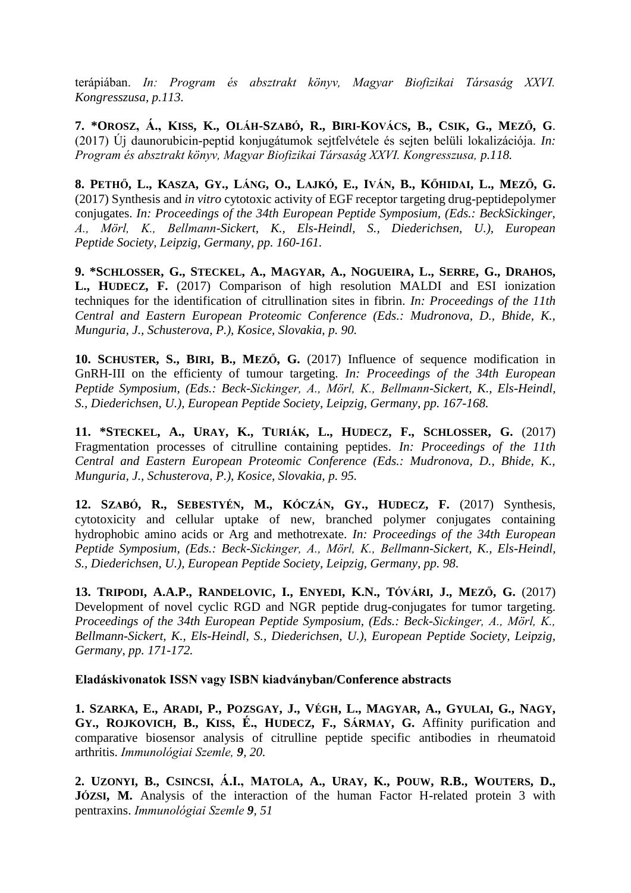terápiában. *In: Program és absztrakt könyv, Magyar Biofizikai Társaság XXVI. Kongresszusa, p.113.*

**7. *OROSZ, Á., KISS, K., OLÁH-SZABÓ, R., BIRI-KOVÁCS, B., CSIK, G., MEZŐ, G**. (2017) Új daunorubicin-peptid konjugátumok sejtfelvétele és sejten belüli lokalizációja. *In: Program és absztrakt könyv, Magyar Biofizikai Társaság XXVI. Kongresszusa, p.118.*

**8. PETHŐ, L., KASZA, GY., LÁNG, O., LAJKÓ, E., IVÁN, B., KŐHIDAI, L., MEZŐ, G.** (2017) Synthesis and *in vitro* cytotoxic activity of EGF receptor targeting drug-peptidepolymer conjugates. *In: Proceedings of the 34th European Peptide Symposium, (Eds.: BeckSickinger, A., Mörl, K., Bellmann-Sickert, K., Els-Heindl, S., Diederichsen, U.), European Peptide Society, Leipzig, Germany, pp. 160-161.*

**9. *SCHLOSSER, G., STECKEL, A., MAGYAR, A., NOGUEIRA, L., SERRE, G., DRAHOS, L., HUDECZ, F.** (2017) Comparison of high resolution MALDI and ESI ionization techniques for the identification of citrullination sites in fibrin. *In: Proceedings of the 11th Central and Eastern European Proteomic Conference (Eds.: Mudronova, D., Bhide, K., Munguria, J., Schusterova, P.), Kosice, Slovakia, p. 90.*

**10. SCHUSTER, S., BIRI, B., MEZŐ, G.** (2017) Influence of sequence modification in GnRH-III on the efficienty of tumour targeting. *In: Proceedings of the 34th European Peptide Symposium, (Eds.: Beck-Sickinger, A., Mörl, K., Bellmann-Sickert, K., Els-Heindl, S., Diederichsen, U.), European Peptide Society, Leipzig, Germany, pp. 167-168.*

**11. *STECKEL, A., URAY, K., TURIÁK, L., HUDECZ, F., SCHLOSSER, G.** (2017) Fragmentation processes of citrulline containing peptides. *In: Proceedings of the 11th Central and Eastern European Proteomic Conference (Eds.: Mudronova, D., Bhide, K., Munguria, J., Schusterova, P.), Kosice, Slovakia, p. 95.*

**12. SZABÓ, R., SEBESTYÉN, M., KÓCZÁN, GY., HUDECZ, F.** (2017) Synthesis, cytotoxicity and cellular uptake of new, branched polymer conjugates containing hydrophobic amino acids or Arg and methotrexate. *In: Proceedings of the 34th European Peptide Symposium, (Eds.: Beck-Sickinger, A., Mörl, K., Bellmann-Sickert, K., Els-Heindl, S., Diederichsen, U.), European Peptide Society, Leipzig, Germany, pp. 98.*

**13. TRIPODI, A.A.P., RANDELOVIC, I., ENYEDI, K.N., TÓVÁRI, J., MEZŐ, G.** (2017) Development of novel cyclic RGD and NGR peptide drug-conjugates for tumor targeting. *Proceedings of the 34th European Peptide Symposium, (Eds.: Beck-Sickinger, A., Mörl, K., Bellmann-Sickert, K., Els-Heindl, S., Diederichsen, U.), European Peptide Society, Leipzig, Germany, pp. 171-172.*

**Eladáskivonatok ISSN vagy ISBN kiadványban/Conference abstracts**

**1. SZARKA, E., ARADI, P., POZSGAY, J., VÉGH, L., MAGYAR, A., GYULAI, G., NAGY, GY., ROJKOVICH, B., KISS, É., HUDECZ, F., SÁRMAY, G.** Affinity purification and comparative biosensor analysis of citrulline peptide specific antibodies in rheumatoid arthritis. *Immunológiai Szemle, **9**, 20.*

**2. UZONYI, B., CSINCSI, Á.I., MATOLA, A., URAY, K., POUW, R.B., WOUTERS, D., JÓZSI, M.** Analysis of the interaction of the human Factor H-related protein 3 with pentraxins. *Immunológiai Szemle **9**, 51*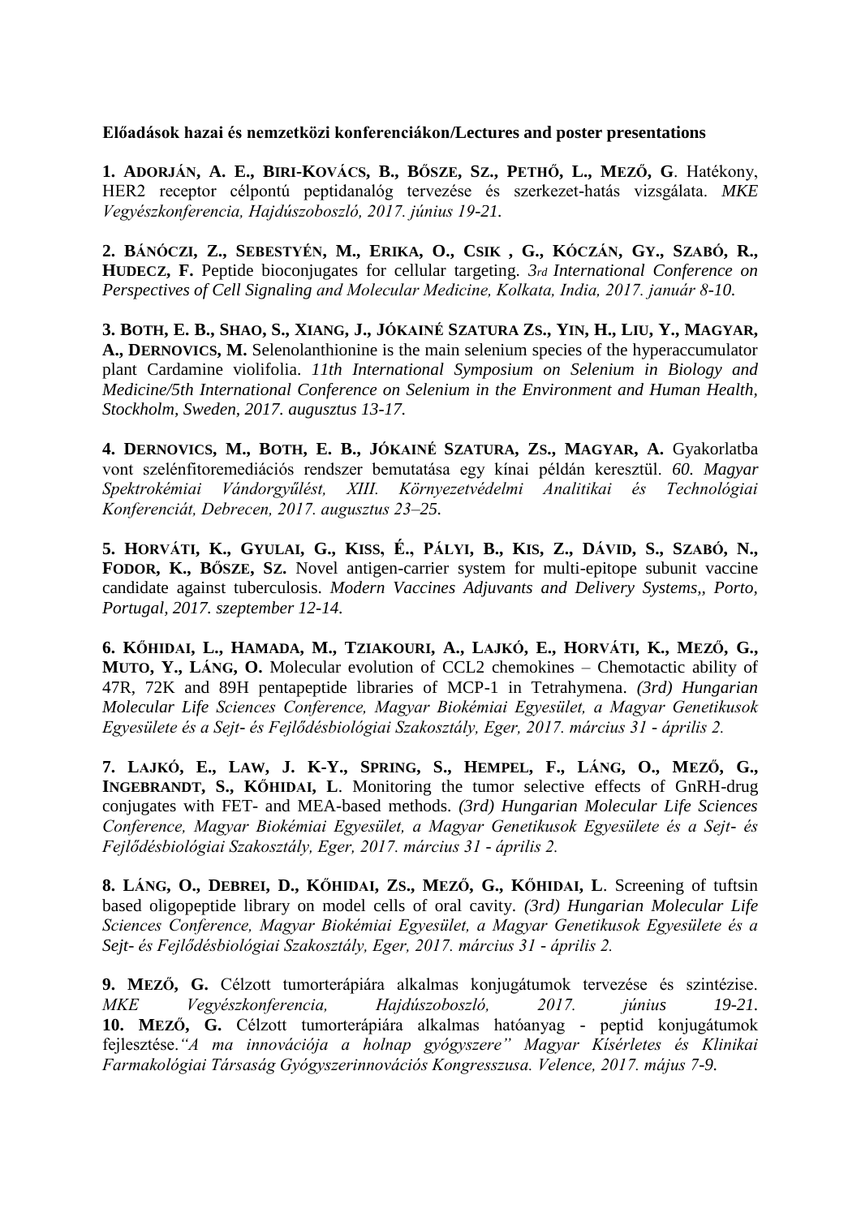**Előadások hazai és nemzetközi konferenciákon/Lectures and poster presentations**

**1. Adorján, A. E., Biri-Kovács, B., Bősze, Sz., Pethő, L., Mező, G**. Hatékony, HER2 receptor célpontú peptidanalóg tervezése és szerkezet-hatás vizsgálata. *MKE Vegyészkonferencia, Hajdúszoboszló, 2017. június 19-21.*

**2. Bánóczi, Z., Sebestyén, M., Erika, O., Csik , G., Kóczán, Gy., Szabó, R., Hudecz, F.** Peptide bioconjugates for cellular targeting. *3rd International Conference on Perspectives of Cell Signaling and Molecular Medicine, Kolkata, India, 2017. január 8-10.*

**3. Both, E. B., Shao, S., Xiang, J., Jókainé Szatura Zs., Yin, H., Liu, Y., Magyar, A., Dernovics, M.** Selenolanthionine is the main selenium species of the hyperaccumulator plant Cardamine violifolia. *11th International Symposium on Selenium in Biology and Medicine/5th International Conference on Selenium in the Environment and Human Health, Stockholm, Sweden, 2017. augusztus 13-17.*

**4. Dernovics, M., Both, E. B., Jókainé Szatura, Zs., Magyar, A.** Gyakorlatba vont szelénfitoremediációs rendszer bemutatása egy kínai példán keresztül. *60. Magyar Spektrokémiai Vándorgyűlést, XIII. Környezetvédelmi Analitikai és Technológiai Konferenciát, Debrecen, 2017. augusztus 23–25.*

**5. Horváti, K., Gyulai, G., Kiss, É., Pályi, B., Kis, Z., Dávid, S., Szabó, N., Fodor, K., Bősze, Sz.** Novel antigen-carrier system for multi-epitope subunit vaccine candidate against tuberculosis. *Modern Vaccines Adjuvants and Delivery Systems,, Porto, Portugal, 2017. szeptember 12-14.*

**6. Kőhidai, L., Hamada, M., Tziakouri, A., Lajkó, E., Horváti, K., Mező, G., Muto, Y., Láng, O.** Molecular evolution of CCL2 chemokines – Chemotactic ability of 47R, 72K and 89H pentapeptide libraries of MCP-1 in Tetrahymena. *(3rd) Hungarian Molecular Life Sciences Conference, Magyar Biokémiai Egyesület, a Magyar Genetikusok Egyesülete és a Sejt- és Fejlődésbiológiai Szakosztály, Eger, 2017. március 31 - április 2.*

**7. Lajkó, E., Law, J. K-Y., Spring, S., Hempel, F., Láng, O., Mező, G., Ingebrandt, S., Kőhidai, L**. Monitoring the tumor selective effects of GnRH-drug conjugates with FET- and MEA-based methods. *(3rd) Hungarian Molecular Life Sciences Conference, Magyar Biokémiai Egyesület, a Magyar Genetikusok Egyesülete és a Sejt- és Fejlődésbiológiai Szakosztály, Eger, 2017. március 31 - április 2.*

**8. Láng, O., Debrei, D., Kőhidai, Zs., Mező, G., Kőhidai, L**. Screening of tuftsin based oligopeptide library on model cells of oral cavity. *(3rd) Hungarian Molecular Life Sciences Conference, Magyar Biokémiai Egyesület, a Magyar Genetikusok Egyesülete és a Sejt- és Fejlődésbiológiai Szakosztály, Eger, 2017. március 31 - április 2.*

**9. Mező, G.** Célzott tumorterápiára alkalmas konjugátumok tervezése és szintézise. *MKE Vegyészkonferencia, Hajdúszoboszló, 2017. június 19-21.*

**10. Mező, G.** Célzott tumorterápiára alkalmas hatóanyag - peptid konjugátumok fejlesztése.*"A ma innovációja a holnap gyógyszere" Magyar Kísérletes és Klinikai Farmakológiai Társaság Gyógyszerinnovációs Kongresszusa. Velence, 2017. május 7-9.*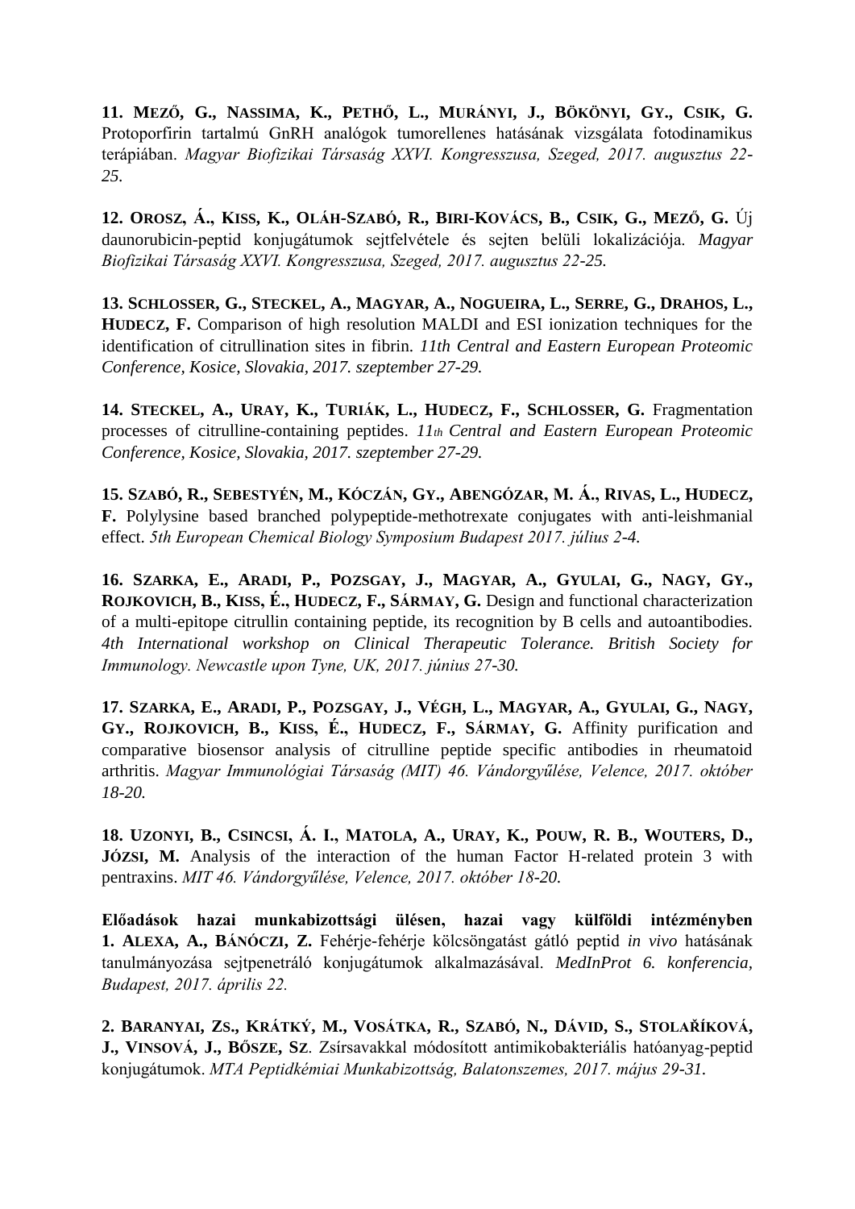**11. MEZŐ, G., NASSIMA, K., PETHŐ, L., MURÁNYI, J., BÖKÖNYI, GY., CSIK, G.** Protoporfirin tartalmú GnRH analógok tumorellenes hatásának vizsgálata fotodinamikus terápiában. *Magyar Biofizikai Társaság XXVI. Kongresszusa, Szeged, 2017. augusztus 22-25.*

**12. OROSZ, Á., KISS, K., OLÁH-SZABÓ, R., BIRI-KOVÁCS, B., CSIK, G., MEZŐ, G.** Új daunorubicin-peptid konjugátumok sejtfelvétele és sejten belüli lokalizációja. *Magyar Biofizikai Társaság XXVI. Kongresszusa, Szeged, 2017. augusztus 22-25.*

**13. SCHLOSSER, G., STECKEL, A., MAGYAR, A., NOGUEIRA, L., SERRE, G., DRAHOS, L., HUDECZ, F.** Comparison of high resolution MALDI and ESI ionization techniques for the identification of citrullination sites in fibrin. *11th Central and Eastern European Proteomic Conference, Kosice, Slovakia, 2017. szeptember 27-29.*

**14. STECKEL, A., URAY, K., TURIÁK, L., HUDECZ, F., SCHLOSSER, G.** Fragmentation processes of citrulline-containing peptides. *11th Central and Eastern European Proteomic Conference, Kosice, Slovakia, 2017. szeptember 27-29.*

**15. SZABÓ, R., SEBESTYÉN, M., KÓCZÁN, GY., ABENGÓZAR, M. Á., RIVAS, L., HUDECZ, F.** Polylysine based branched polypeptide-methotrexate conjugates with anti-leishmanial effect. *5th European Chemical Biology Symposium Budapest 2017. július 2-4.*

**16. SZARKA, E., ARADI, P., POZSGAY, J., MAGYAR, A., GYULAI, G., NAGY, GY., ROJKOVICH, B., KISS, É., HUDECZ, F., SÁRMAY, G.** Design and functional characterization of a multi-epitope citrullin containing peptide, its recognition by B cells and autoantibodies. *4th International workshop on Clinical Therapeutic Tolerance. British Society for Immunology. Newcastle upon Tyne, UK, 2017. június 27-30.*

**17. SZARKA, E., ARADI, P., POZSGAY, J., VÉGH, L., MAGYAR, A., GYULAI, G., NAGY, GY., ROJKOVICH, B., KISS, É., HUDECZ, F., SÁRMAY, G.** Affinity purification and comparative biosensor analysis of citrulline peptide specific antibodies in rheumatoid arthritis. *Magyar Immunológiai Társaság (MIT) 46. Vándorgyűlése, Velence, 2017. október 18-20.*

**18. UZONYI, B., CSINCSI, Á. I., MATOLA, A., URAY, K., POUW, R. B., WOUTERS, D., JÓZSI, M.** Analysis of the interaction of the human Factor H-related protein 3 with pentraxins. *MIT 46. Vándorgyűlése, Velence, 2017. október 18-20.*

**Előadások hazai munkabizottsági ülésen, hazai vagy külföldi intézményben**

**1. ALEXA, A., BÁNÓCZI, Z.** Fehérje-fehérje kölcsöngatást gátló peptid *in vivo* hatásának tanulmányozása sejtpenetráló konjugátumok alkalmazásával. *MedInProt 6. konferencia, Budapest, 2017. április 22.*

**2. BARANYAI, ZS., KRÁTKÝ, M., VOSÁTKA, R., SZABÓ, N., DÁVID, S., STOLAŘÍKOVÁ, J., VINSOVÁ, J., BŐSZE, SZ**. Zsírsavakkal módosított antimikobakteriális hatóanyag-peptid konjugátumok. *MTA Peptidkémiai Munkabizottság, Balatonszemes, 2017. május 29-31.*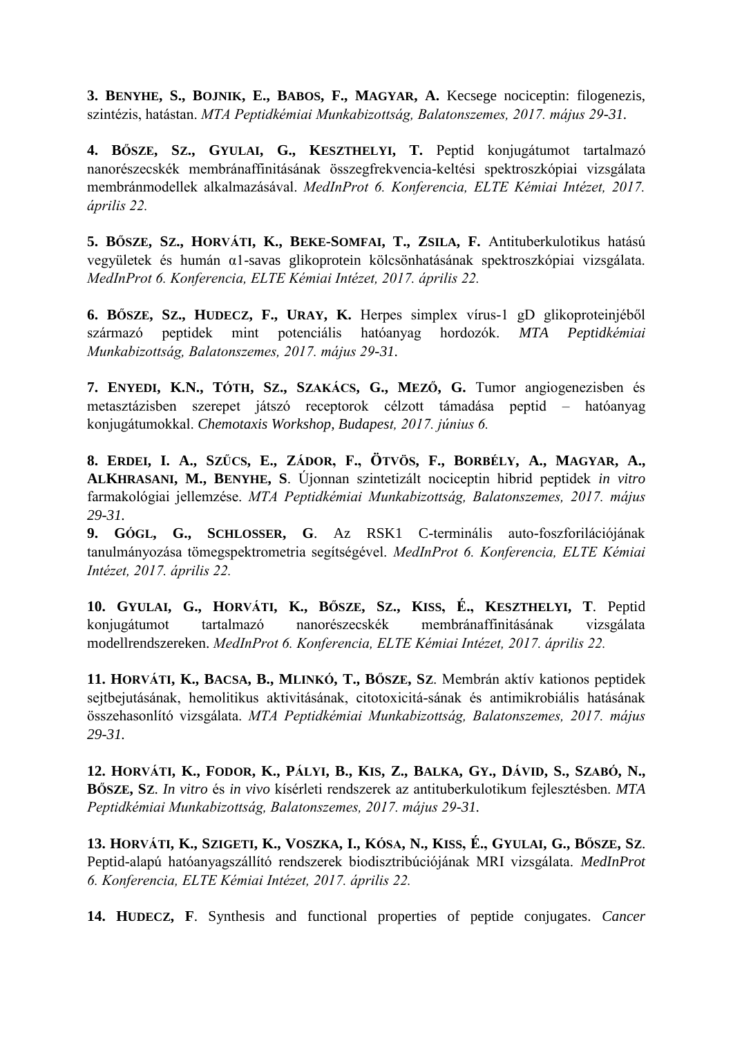**3. Benyhe, S., Bojnik, E., Babos, F., Magyar, A.** Kecsege nociceptin: filogenezis, szintézis, hatástan. *MTA Peptidkémiai Munkabizottság, Balatonszemes, 2017. május 29-31.*

**4. Bősze, Sz., Gyulai, G., Keszthelyi, T.** Peptid konjugátumot tartalmazó nanorészecskék membránaffinitásának összegfrekvencia-keltési spektroszkópiai vizsgálata membránmodellek alkalmazásával. *MedInProt 6. Konferencia, ELTE Kémiai Intézet, 2017. április 22.*

**5. Bősze, Sz., Horváti, K., Beke-Somfai, T., Zsila, F.** Antituberkulotikus hatású vegyületek és humán α1-savas glikoprotein kölcsönhatásának spektroszkópiai vizsgálata. *MedInProt 6. Konferencia, ELTE Kémiai Intézet, 2017. április 22.*

**6. Bősze, Sz., Hudecz, F., Uray, K.** Herpes simplex vírus-1 gD glikoproteinjéből származó peptidek mint potenciális hatóanyag hordozók. *MTA Peptidkémiai Munkabizottság, Balatonszemes, 2017. május 29-31.*

**7. Enyedi, K.N., Tóth, Sz., Szakács, G., Mező, G.** Tumor angiogenezisben és metasztázisben szerepet játszó receptorok célzott támadása peptid – hatóanyag konjugátumokkal. *Chemotaxis Workshop, Budapest, 2017. június 6.*

**8. Erdei, I. A., Szűcs, E., Zádor, F., Ötvös, F., Borbély, A., Magyar, A., AlKhrasani, M., Benyhe, S**. Újonnan szintetizált nociceptin hibrid peptidek *in vitro* farmakológiai jellemzése. *MTA Peptidkémiai Munkabizottság, Balatonszemes, 2017. május 29-31.*

**9. Gógl, G., Schlosser, G**. Az RSK1 C-terminális auto-foszforilációjának tanulmányozása tömegspektrometria segítségével. *MedInProt 6. Konferencia, ELTE Kémiai Intézet, 2017. április 22.*

**10. Gyulai, G., Horváti, K., Bősze, Sz., Kiss, É., Keszthelyi, T**. Peptid konjugátumot tartalmazó nanorészecskék membránaffinitásának vizsgálata modellrendszereken. *MedInProt 6. Konferencia, ELTE Kémiai Intézet, 2017. április 22.*

**11. Horváti, K., Bacsa, B., Mlinkó, T., Bősze, Sz**. Membrán aktív kationos peptidek sejtbejutásának, hemolitikus aktivitásának, citotoxicitá-sának és antimikrobiális hatásának összehasonlító vizsgálata. *MTA Peptidkémiai Munkabizottság, Balatonszemes, 2017. május 29-31.*

**12. Horváti, K., Fodor, K., Pályi, B., Kis, Z., Balka, Gy., Dávid, S., Szabó, N., Bősze, Sz**. *In vitro* és *in vivo* kísérleti rendszerek az antituberkulotikum fejlesztésben. *MTA Peptidkémiai Munkabizottság, Balatonszemes, 2017. május 29-31.*

**13. Horváti, K., Szigeti, K., Voszka, I., Kósa, N., Kiss, É., Gyulai, G., Bősze, Sz**. Peptid-alapú hatóanyagszállító rendszerek biodisztribúciójának MRI vizsgálata. *MedInProt 6. Konferencia, ELTE Kémiai Intézet, 2017. április 22.*

**14. Hudecz, F**. Synthesis and functional properties of peptide conjugates. *Cancer*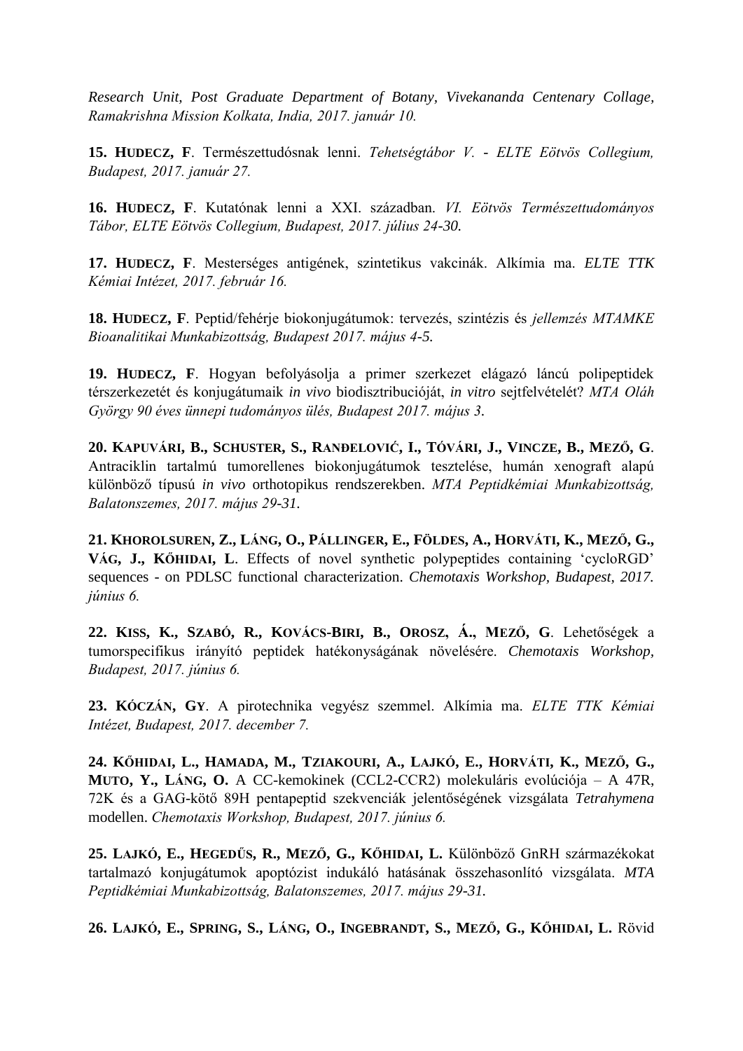*Research Unit, Post Graduate Department of Botany, Vivekananda Centenary Collage, Ramakrishna Mission Kolkata, India, 2017. január 10.*

**15. HUDECZ, F**. Természettudósnak lenni. *Tehetségtábor V. - ELTE Eötvös Collegium, Budapest, 2017. január 27.*

**16. HUDECZ, F**. Kutatónak lenni a XXI. században. *VI. Eötvös Természettudományos Tábor, ELTE Eötvös Collegium, Budapest, 2017. július 24-30.*

**17. HUDECZ, F**. Mesterséges antigének, szintetikus vakcinák. Alkímia ma. *ELTE TTK Kémiai Intézet, 2017. február 16.*

**18. HUDECZ, F**. Peptid/fehérje biokonjugátumok: tervezés, szintézis és *jellemzés MTAMKE Bioanalitikai Munkabizottság, Budapest 2017. május 4-5.*

**19. HUDECZ, F**. Hogyan befolyásolja a primer szerkezet elágazó láncú polipeptidek térszerkezetét és konjugátumaik *in vivo* biodisztribucióját, *in vitro* sejtfelvételét? *MTA Oláh György 90 éves ünnepi tudományos ülés, Budapest 2017. május 3.*

**20. KAPUVÁRI, B., SCHUSTER, S., RANĐELOVIĆ, I., TÓVÁRI, J., VINCZE, B., MEZŐ, G**. Antraciklin tartalmú tumorellenes biokonjugátumok tesztelése, humán xenograft alapú különböző típusú *in vivo* orthotopikus rendszerekben. *MTA Peptidkémiai Munkabizottság, Balatonszemes, 2017. május 29-31.*

**21. KHOROLSUREN, Z., LÁNG, O., PÁLLINGER, E., FÖLDES, A., HORVÁTI, K., MEZŐ, G., VÁG, J., KŐHIDAI, L**. Effects of novel synthetic polypeptides containing 'cycloRGD' sequences - on PDLSC functional characterization. *Chemotaxis Workshop, Budapest, 2017. június 6.*

**22. KISS, K., SZABÓ, R., KOVÁCS-BIRI, B., OROSZ, Á., MEZŐ, G**. Lehetőségek a tumorspecifikus irányító peptidek hatékonyságának növelésére. *Chemotaxis Workshop, Budapest, 2017. június 6.*

**23. KÓCZÁN, GY**. A pirotechnika vegyész szemmel. Alkímia ma. *ELTE TTK Kémiai Intézet, Budapest, 2017. december 7.*

**24. KŐHIDAI, L., HAMADA, M., TZIAKOURI, A., LAJKÓ, E., HORVÁTI, K., MEZŐ, G., MUTO, Y., LÁNG, O.** A CC-kemokinek (CCL2-CCR2) molekuláris evolúciója – A 47R, 72K és a GAG-kötő 89H pentapeptid szekvenciák jelentőségének vizsgálata *Tetrahymena* modellen. *Chemotaxis Workshop, Budapest, 2017. június 6.*

**25. LAJKÓ, E., HEGEDŰS, R., MEZŐ, G., KŐHIDAI, L.** Különböző GnRH származékokat tartalmazó konjugátumok apoptózist indukáló hatásának összehasonlító vizsgálata. *MTA Peptidkémiai Munkabizottság, Balatonszemes, 2017. május 29-31.*

**26. LAJKÓ, E., SPRING, S., LÁNG, O., INGEBRANDT, S., MEZŐ, G., KŐHIDAI, L.** Rövid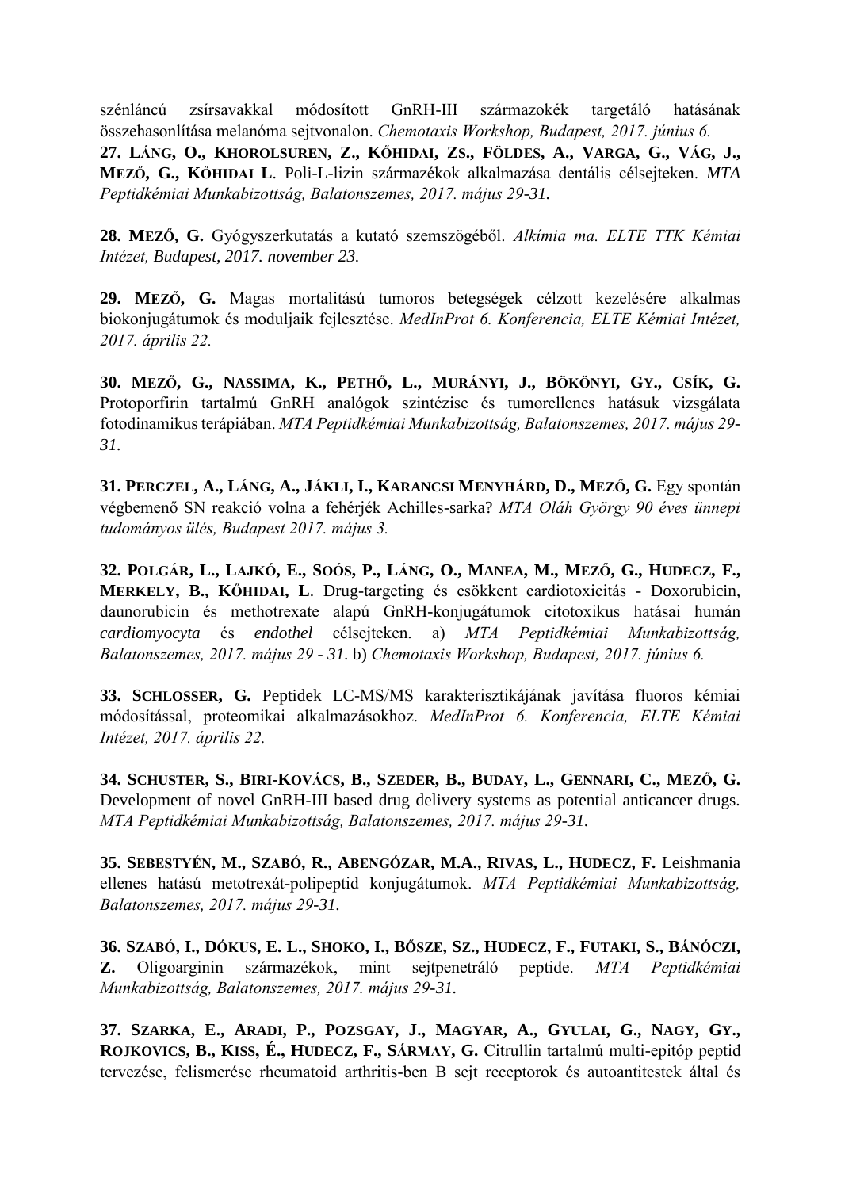szénláncú zsírsavakkal módosított GnRH-III származokék targetáló hatásának összehasonlítása melanóma sejtvonalon. *Chemotaxis Workshop, Budapest, 2017. június 6.*

**27. LÁNG, O., KHOROLSUREN, Z., KŐHIDAI, ZS., FÖLDES, A., VARGA, G., VÁG, J., MEZŐ, G., KŐHIDAI L**. Poli-L-lizin származékok alkalmazása dentális célsejteken. *MTA Peptidkémiai Munkabizottság, Balatonszemes, 2017. május 29-31.*

**28. MEZŐ, G.** Gyógyszerkutatás a kutató szemszögéből. *Alkímia ma. ELTE TTK Kémiai Intézet, Budapest, 2017. november 23.*

**29. MEZŐ, G.** Magas mortalitású tumoros betegségek célzott kezelésére alkalmas biokonjugátumok és moduljaik fejlesztése. *MedInProt 6. Konferencia, ELTE Kémiai Intézet, 2017. április 22.*

**30. MEZŐ, G., NASSIMA, K., PETHŐ, L., MURÁNYI, J., BÖKÖNYI, GY., CSÍK, G.** Protoporfirin tartalmú GnRH analógok szintézise és tumorellenes hatásuk vizsgálata fotodinamikus terápiában. *MTA Peptidkémiai Munkabizottság, Balatonszemes, 2017. május 29-31.*

**31. PERCZEL, A., LÁNG, A., JÁKLI, I., KARANCSI MENYHÁRD, D., MEZŐ, G.** Egy spontán végbemenő SN reakció volna a fehérjék Achilles-sarka? *MTA Oláh György 90 éves ünnepi tudományos ülés, Budapest 2017. május 3.*

**32. POLGÁR, L., LAJKÓ, E., SOÓS, P., LÁNG, O., MANEA, M., MEZŐ, G., HUDECZ, F., MERKELY, B., KŐHIDAI, L**. Drug-targeting és csökkent cardiotoxicitás - Doxorubicin, daunorubicin és methotrexate alapú GnRH-konjugátumok citotoxikus hatásai humán *cardiomyocyta* és *endothel* célsejteken. a) *MTA Peptidkémiai Munkabizottság, Balatonszemes, 2017. május 29 - 31.* b) *Chemotaxis Workshop, Budapest, 2017. június 6.*

**33. SCHLOSSER, G.** Peptidek LC-MS/MS karakterisztikájának javítása fluoros kémiai módosítással, proteomikai alkalmazásokhoz. *MedInProt 6. Konferencia, ELTE Kémiai Intézet, 2017. április 22.*

**34. SCHUSTER, S., BIRI-KOVÁCS, B., SZEDER, B., BUDAY, L., GENNARI, C., MEZŐ, G.** Development of novel GnRH-III based drug delivery systems as potential anticancer drugs. *MTA Peptidkémiai Munkabizottság, Balatonszemes, 2017. május 29-31.*

**35. SEBESTYÉN, M., SZABÓ, R., ABENGÓZAR, M.A., RIVAS, L., HUDECZ, F.** Leishmania ellenes hatású metotrexát-polipeptid konjugátumok. *MTA Peptidkémiai Munkabizottság, Balatonszemes, 2017. május 29-31.*

**36. SZABÓ, I., DÓKUS, E. L., SHOKO, I., BŐSZE, SZ., HUDECZ, F., FUTAKI, S., BÁNÓCZI, Z.** Oligoarginin származékok, mint sejtpenetráló peptide. *MTA Peptidkémiai Munkabizottság, Balatonszemes, 2017. május 29-31.*

**37. SZARKA, E., ARADI, P., POZSGAY, J., MAGYAR, A., GYULAI, G., NAGY, GY., ROJKOVICS, B., KISS, É., HUDECZ, F., SÁRMAY, G.** Citrullin tartalmú multi-epitóp peptid tervezése, felismerése rheumatoid arthritis-ben B sejt receptorok és autoantitestek által és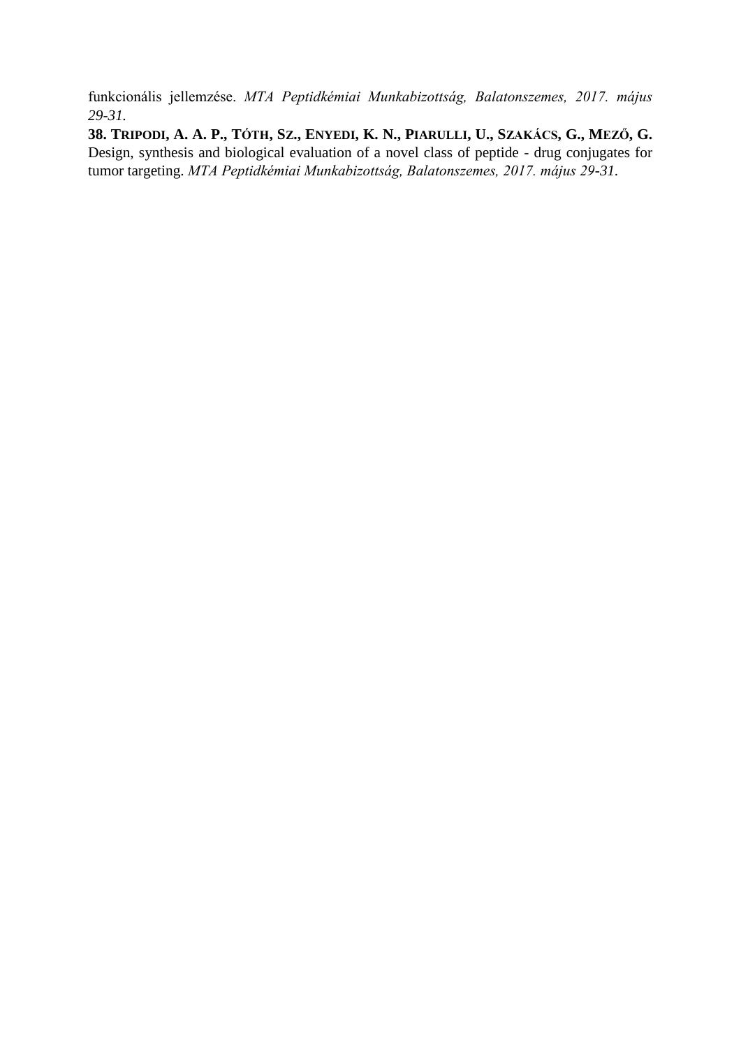funkcionális jellemzése. *MTA Peptidkémiai Munkabizottság, Balatonszemes, 2017. május 29-31.*

**38. TRIPODI, A. A. P., TÓTH, SZ., ENYEDI, K. N., PIARULLI, U., SZAKÁCS, G., MEZŐ, G.** Design, synthesis and biological evaluation of a novel class of peptide - drug conjugates for tumor targeting. *MTA Peptidkémiai Munkabizottság, Balatonszemes, 2017. május 29-31.*